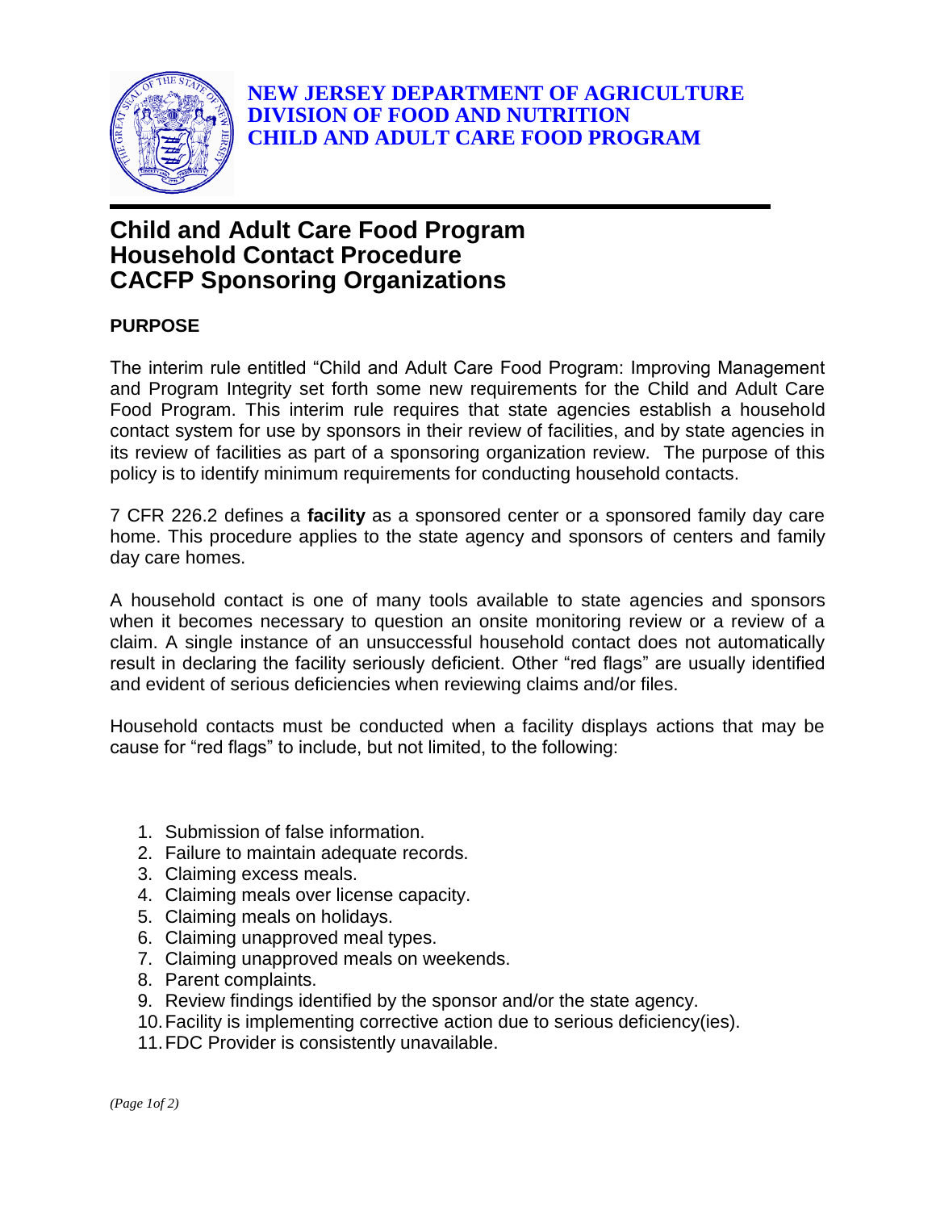**NEW JERSEY DEPARTMENT OF AGRICULTURE**
**DIVISION OF FOOD AND NUTRITION**
**CHILD AND ADULT CARE FOOD PROGRAM**

# Child and Adult Care Food Program
# Household Contact Procedure
# CACFP Sponsoring Organizations

## PURPOSE

The interim rule entitled "Child and Adult Care Food Program: Improving Management and Program Integrity set forth some new requirements for the Child and Adult Care Food Program. This interim rule requires that state agencies establish a household contact system for use by sponsors in their review of facilities, and by state agencies in its review of facilities as part of a sponsoring organization review. The purpose of this policy is to identify minimum requirements for conducting household contacts.

7 CFR 226.2 defines a **facility** as a sponsored center or a sponsored family day care home. This procedure applies to the state agency and sponsors of centers and family day care homes.

A household contact is one of many tools available to state agencies and sponsors when it becomes necessary to question an onsite monitoring review or a review of a claim. A single instance of an unsuccessful household contact does not automatically result in declaring the facility seriously deficient. Other "red flags" are usually identified and evident of serious deficiencies when reviewing claims and/or files.

Household contacts must be conducted when a facility displays actions that may be cause for "red flags" to include, but not limited, to the following:

1. Submission of false information.
2. Failure to maintain adequate records.
3. Claiming excess meals.
4. Claiming meals over license capacity.
5. Claiming meals on holidays.
6. Claiming unapproved meal types.
7. Claiming unapproved meals on weekends.
8. Parent complaints.
9. Review findings identified by the sponsor and/or the state agency.
10. Facility is implementing corrective action due to serious deficiency(ies).
11. FDC Provider is consistently unavailable.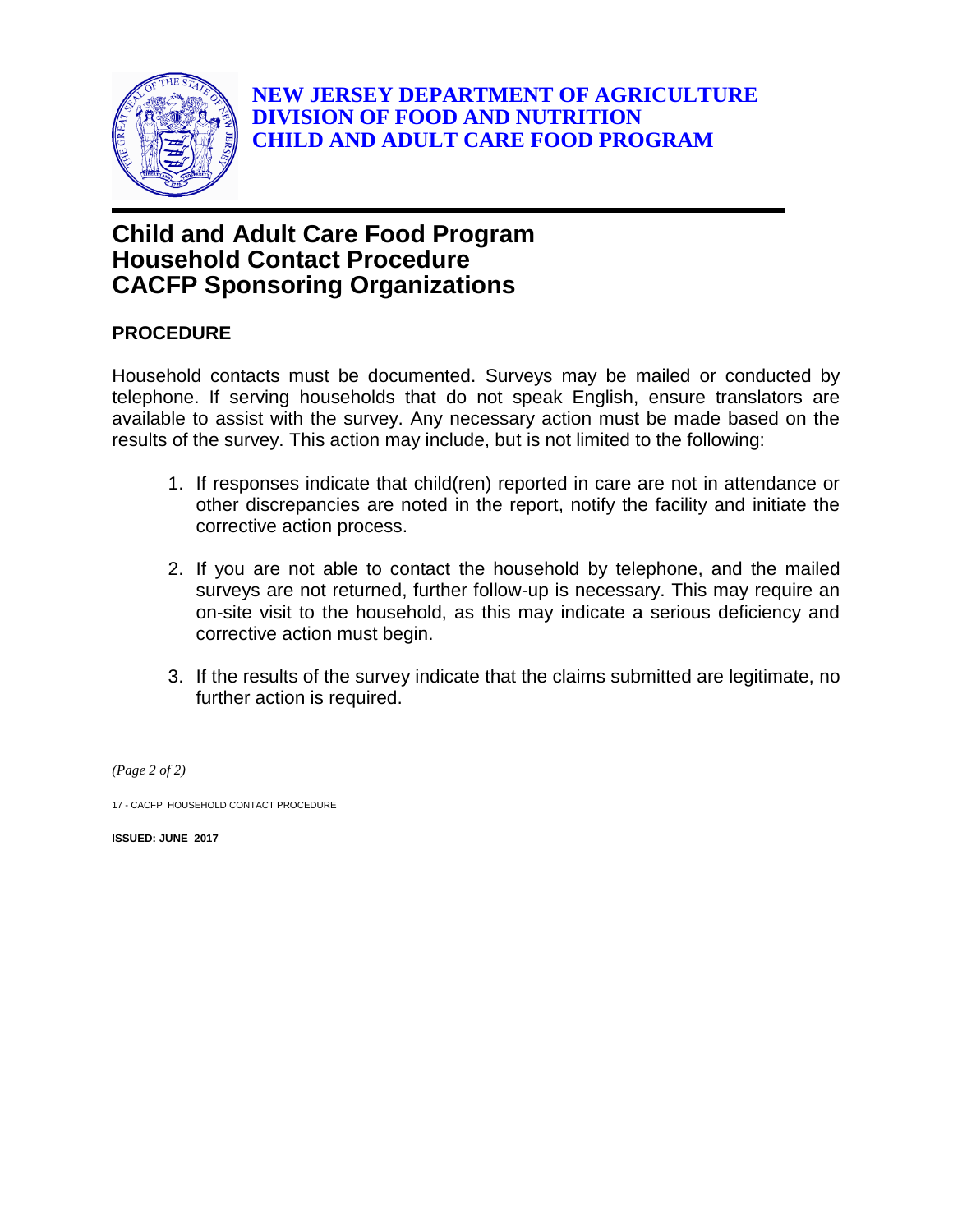**NEW JERSEY DEPARTMENT OF AGRICULTURE**
**DIVISION OF FOOD AND NUTRITION**
**CHILD AND ADULT CARE FOOD PROGRAM**

# Child and Adult Care Food Program
# Household Contact Procedure
# CACFP Sponsoring Organizations

## PROCEDURE

Household contacts must be documented. Surveys may be mailed or conducted by telephone. If serving households that do not speak English, ensure translators are available to assist with the survey. Any necessary action must be made based on the results of the survey. This action may include, but is not limited to the following:

1. If responses indicate that child(ren) reported in care are not in attendance or other discrepancies are noted in the report, notify the facility and initiate the corrective action process.

2. If you are not able to contact the household by telephone, and the mailed surveys are not returned, further follow-up is necessary. This may require an on-site visit to the household, as this may indicate a serious deficiency and corrective action must begin.

3. If the results of the survey indicate that the claims submitted are legitimate, no further action is required.

17 - CACFP HOUSEHOLD CONTACT PROCEDURE

**ISSUED: JUNE 2017**